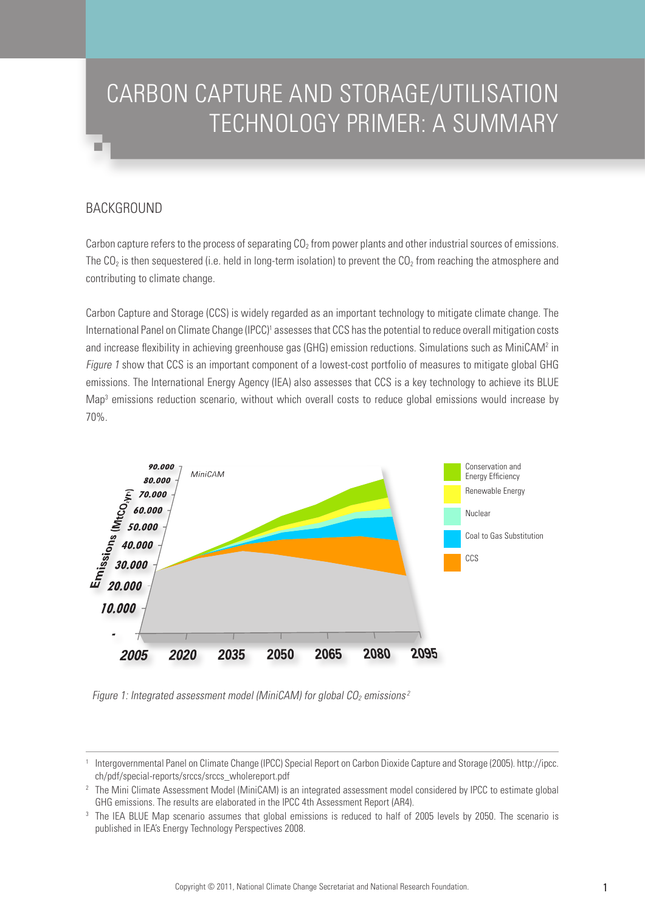# CARBON CAPTURE AND STORAGE/UTILISATION TECHNOLOGY PRIMER: A SUMMARY

## BACKGROUND

Carbon capture refers to the process of separating $CO_2$ from power plants and other industrial sources of emissions. The $CO_2$ is then sequestered (i.e. held in long-term isolation) to prevent the $CO_2$ from reaching the atmosphere and contributing to climate change.

Carbon Capture and Storage (CCS) is widely regarded as an important technology to mitigate climate change. The International Panel on Climate Change (IPCC)[1] assesses that CCS has the potential to reduce overall mitigation costs and increase flexibility in achieving greenhouse gas (GHG) emission reductions. Simulations such as MiniCAM[2] in *Figure 1* show that CCS is an important component of a lowest-cost portfolio of measures to mitigate global GHG emissions. The International Energy Agency (IEA) also assesses that CCS is a key technology to achieve its BLUE Map[3] emissions reduction scenario, without which overall costs to reduce global emissions would increase by 70%.

*Figure 1: Integrated assessment model (MiniCAM) for global $CO_2$ emissions[2]*

---

[1] Intergovernmental Panel on Climate Change (IPCC) Special Report on Carbon Dioxide Capture and Storage (2005). http://ipcc.ch/pdf/special-reports/srccs/srccs_wholereport.pdf

[2] The Mini Climate Assessment Model (MiniCAM) is an integrated assessment model considered by IPCC to estimate global GHG emissions. The results are elaborated in the IPCC 4th Assessment Report (AR4).

[3] The IEA BLUE Map scenario assumes that global emissions is reduced to half of 2005 levels by 2050. The scenario is published in IEA's Energy Technology Perspectives 2008.

Copyright © 2011, National Climate Change Secretariat and National Research Foundation.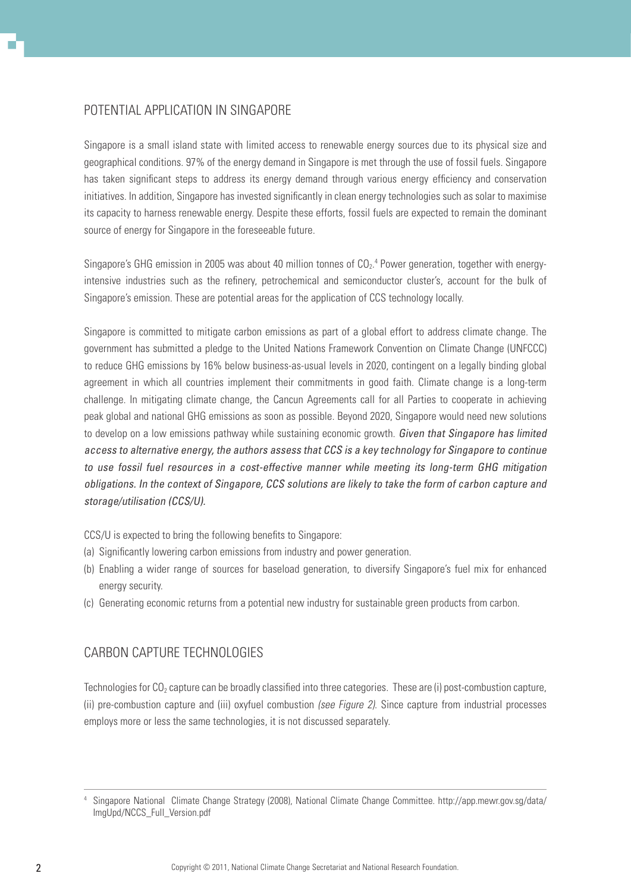## POTENTIAL APPLICATION IN SINGAPORE

Singapore is a small island state with limited access to renewable energy sources due to its physical size and geographical conditions. 97% of the energy demand in Singapore is met through the use of fossil fuels. Singapore has taken significant steps to address its energy demand through various energy efficiency and conservation initiatives. In addition, Singapore has invested significantly in clean energy technologies such as solar to maximise its capacity to harness renewable energy. Despite these efforts, fossil fuels are expected to remain the dominant source of energy for Singapore in the foreseeable future.

Singapore's GHG emission in 2005 was about 40 million tonnes of $CO_2$.[4] Power generation, together with energy-intensive industries such as the refinery, petrochemical and semiconductor cluster's, account for the bulk of Singapore's emission. These are potential areas for the application of CCS technology locally.

Singapore is committed to mitigate carbon emissions as part of a global effort to address climate change. The government has submitted a pledge to the United Nations Framework Convention on Climate Change (UNFCCC) to reduce GHG emissions by 16% below business-as-usual levels in 2020, contingent on a legally binding global agreement in which all countries implement their commitments in good faith. Climate change is a long-term challenge. In mitigating climate change, the Cancun Agreements call for all Parties to cooperate in achieving peak global and national GHG emissions as soon as possible. Beyond 2020, Singapore would need new solutions to develop on a low emissions pathway while sustaining economic growth. *Given that Singapore has limited access to alternative energy, the authors assess that CCS is a key technology for Singapore to continue to use fossil fuel resources in a cost-effective manner while meeting its long-term GHG mitigation obligations. In the context of Singapore, CCS solutions are likely to take the form of carbon capture and storage/utilisation (CCS/U).*

CCS/U is expected to bring the following benefits to Singapore:

(a) Significantly lowering carbon emissions from industry and power generation.

(b) Enabling a wider range of sources for baseload generation, to diversify Singapore's fuel mix for enhanced energy security.

(c) Generating economic returns from a potential new industry for sustainable green products from carbon.

## CARBON CAPTURE TECHNOLOGIES

Technologies for $CO_2$ capture can be broadly classified into three categories. These are (i) post-combustion capture, (ii) pre-combustion capture and (iii) oxyfuel combustion *(see Figure 2)*. Since capture from industrial processes employs more or less the same technologies, it is not discussed separately.

---

[4] Singapore National Climate Change Strategy (2008), National Climate Change Committee. http://app.mewr.gov.sg/data/ImgUpd/NCCS_Full_Version.pdf

Copyright © 2011, National Climate Change Secretariat and National Research Foundation.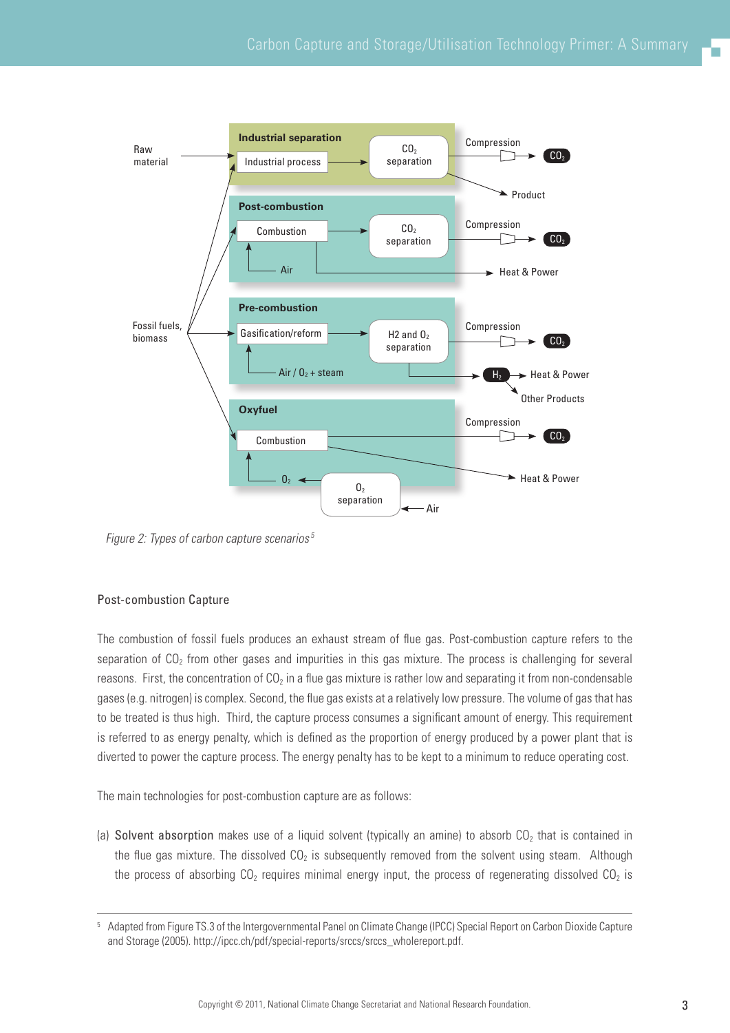Figure 2: Types of carbon capture scenarios[5]

## Post-combustion Capture

The combustion of fossil fuels produces an exhaust stream of flue gas. Post-combustion capture refers to the separation of $CO_2$ from other gases and impurities in this gas mixture. The process is challenging for several reasons. First, the concentration of $CO_2$ in a flue gas mixture is rather low and separating it from non-condensable gases (e.g. nitrogen) is complex. Second, the flue gas exists at a relatively low pressure. The volume of gas that has to be treated is thus high. Third, the capture process consumes a significant amount of energy. This requirement is referred to as energy penalty, which is defined as the proportion of energy produced by a power plant that is diverted to power the capture process. The energy penalty has to be kept to a minimum to reduce operating cost.

The main technologies for post-combustion capture are as follows:

(a) Solvent absorption makes use of a liquid solvent (typically an amine) to absorb $CO_2$ that is contained in the flue gas mixture. The dissolved $CO_2$ is subsequently removed from the solvent using steam. Although the process of absorbing $CO_2$ requires minimal energy input, the process of regenerating dissolved $CO_2$ is

---

[5] Adapted from Figure TS.3 of the Intergovernmental Panel on Climate Change (IPCC) Special Report on Carbon Dioxide Capture and Storage (2005). http://ipcc.ch/pdf/special-reports/srccs/srccs_wholereport.pdf.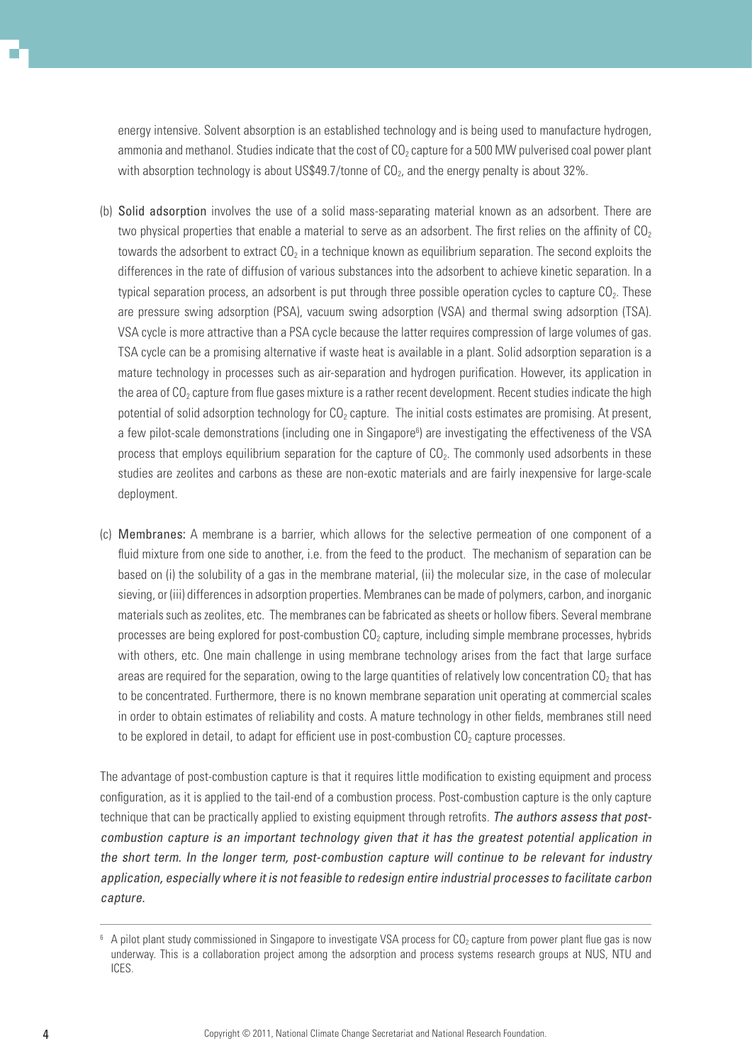energy intensive. Solvent absorption is an established technology and is being used to manufacture hydrogen, ammonia and methanol. Studies indicate that the cost of $CO_2$ capture for a 500 MW pulverised coal power plant with absorption technology is about US$49.7/tonne of $CO_2$, and the energy penalty is about 32%.

(b) Solid adsorption involves the use of a solid mass-separating material known as an adsorbent. There are two physical properties that enable a material to serve as an adsorbent. The first relies on the affinity of $CO_2$ towards the adsorbent to extract $CO_2$ in a technique known as equilibrium separation. The second exploits the differences in the rate of diffusion of various substances into the adsorbent to achieve kinetic separation. In a typical separation process, an adsorbent is put through three possible operation cycles to capture $CO_2$. These are pressure swing adsorption (PSA), vacuum swing adsorption (VSA) and thermal swing adsorption (TSA). VSA cycle is more attractive than a PSA cycle because the latter requires compression of large volumes of gas. TSA cycle can be a promising alternative if waste heat is available in a plant. Solid adsorption separation is a mature technology in processes such as air-separation and hydrogen purification. However, its application in the area of $CO_2$ capture from flue gases mixture is a rather recent development. Recent studies indicate the high potential of solid adsorption technology for $CO_2$ capture. The initial costs estimates are promising. At present, a few pilot-scale demonstrations (including one in Singapore[6]) are investigating the effectiveness of the VSA process that employs equilibrium separation for the capture of $CO_2$. The commonly used adsorbents in these studies are zeolites and carbons as these are non-exotic materials and are fairly inexpensive for large-scale deployment.

(c) Membranes: A membrane is a barrier, which allows for the selective permeation of one component of a fluid mixture from one side to another, i.e. from the feed to the product. The mechanism of separation can be based on (i) the solubility of a gas in the membrane material, (ii) the molecular size, in the case of molecular sieving, or (iii) differences in adsorption properties. Membranes can be made of polymers, carbon, and inorganic materials such as zeolites, etc. The membranes can be fabricated as sheets or hollow fibers. Several membrane processes are being explored for post-combustion $CO_2$ capture, including simple membrane processes, hybrids with others, etc. One main challenge in using membrane technology arises from the fact that large surface areas are required for the separation, owing to the large quantities of relatively low concentration $CO_2$ that has to be concentrated. Furthermore, there is no known membrane separation unit operating at commercial scales in order to obtain estimates of reliability and costs. A mature technology in other fields, membranes still need to be explored in detail, to adapt for efficient use in post-combustion $CO_2$ capture processes.

The advantage of post-combustion capture is that it requires little modification to existing equipment and process configuration, as it is applied to the tail-end of a combustion process. Post-combustion capture is the only capture technique that can be practically applied to existing equipment through retrofits. *The authors assess that post-combustion capture is an important technology given that it has the greatest potential application in the short term. In the longer term, post-combustion capture will continue to be relevant for industry application, especially where it is not feasible to redesign entire industrial processes to facilitate carbon capture.*

---

[6] A pilot plant study commissioned in Singapore to investigate VSA process for $CO_2$ capture from power plant flue gas is now underway. This is a collaboration project among the adsorption and process systems research groups at NUS, NTU and ICES.

Copyright © 2011, National Climate Change Secretariat and National Research Foundation.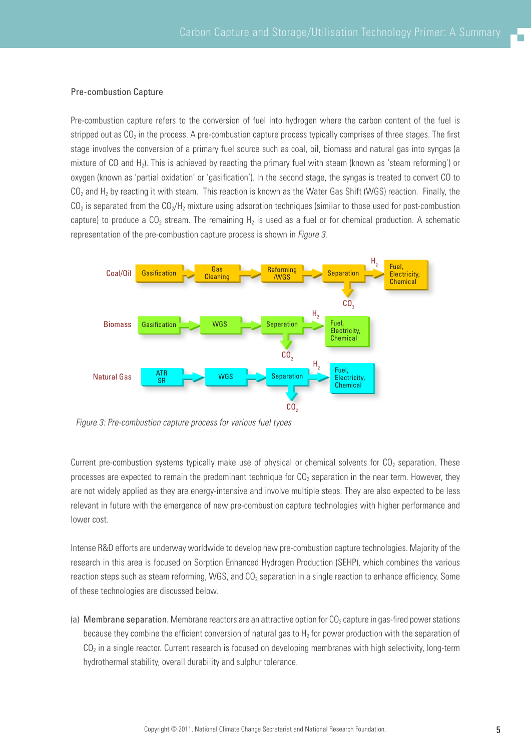## Pre-combustion Capture

Pre-combustion capture refers to the conversion of fuel into hydrogen where the carbon content of the fuel is stripped out as $CO_2$ in the process. A pre-combustion capture process typically comprises of three stages. The first stage involves the conversion of a primary fuel source such as coal, oil, biomass and natural gas into syngas (a mixture of CO and $H_2$). This is achieved by reacting the primary fuel with steam (known as 'steam reforming') or oxygen (known as 'partial oxidation' or 'gasification'). In the second stage, the syngas is treated to convert CO to $CO_2$ and $H_2$ by reacting it with steam. This reaction is known as the Water Gas Shift (WGS) reaction. Finally, the $CO_2$ is separated from the $CO_2$/$H_2$ mixture using adsorption techniques (similar to those used for post-combustion capture) to produce a $CO_2$ stream. The remaining $H_2$ is used as a fuel or for chemical production. A schematic representation of the pre-combustion capture process is shown in *Figure 3*.

Coal/Oil: Gasification → Gas Cleaning → Reforming /WGS → Separation → ($H_2$) Fuel, Electricity, Chemical; Separation → $CO_2$

Biomass: Gasification → WGS → Separation → ($H_2$) Fuel, Electricity, Chemical; Separation → $CO_2$

Natural Gas: ATR SR → WGS → Separation → ($H_2$) Fuel, Electricity, Chemical; Separation → $CO_2$

*Figure 3: Pre-combustion capture process for various fuel types*

Current pre-combustion systems typically make use of physical or chemical solvents for $CO_2$ separation. These processes are expected to remain the predominant technique for $CO_2$ separation in the near term. However, they are not widely applied as they are energy-intensive and involve multiple steps. They are also expected to be less relevant in future with the emergence of new pre-combustion capture technologies with higher performance and lower cost.

Intense R&D efforts are underway worldwide to develop new pre-combustion capture technologies. Majority of the research in this area is focused on Sorption Enhanced Hydrogen Production (SEHP), which combines the various reaction steps such as steam reforming, WGS, and $CO_2$ separation in a single reaction to enhance efficiency. Some of these technologies are discussed below.

(a) **Membrane separation.** Membrane reactors are an attractive option for $CO_2$ capture in gas-fired power stations because they combine the efficient conversion of natural gas to $H_2$ for power production with the separation of $CO_2$ in a single reactor. Current research is focused on developing membranes with high selectivity, long-term hydrothermal stability, overall durability and sulphur tolerance.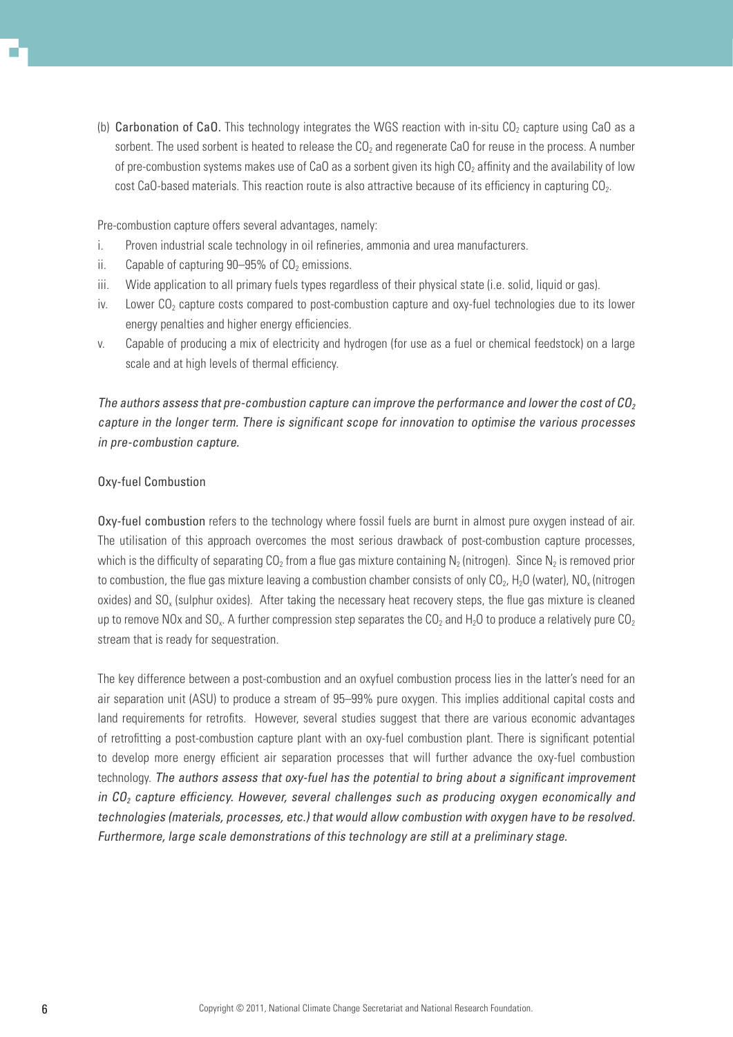(b) **Carbonation of CaO.** This technology integrates the WGS reaction with in-situ $CO_2$ capture using CaO as a sorbent. The used sorbent is heated to release the $CO_2$ and regenerate CaO for reuse in the process. A number of pre-combustion systems makes use of CaO as a sorbent given its high $CO_2$ affinity and the availability of low cost CaO-based materials. This reaction route is also attractive because of its efficiency in capturing $CO_2$.

Pre-combustion capture offers several advantages, namely:

i. Proven industrial scale technology in oil refineries, ammonia and urea manufacturers.
ii. Capable of capturing 90–95% of $CO_2$ emissions.
iii. Wide application to all primary fuels types regardless of their physical state (i.e. solid, liquid or gas).
iv. Lower $CO_2$ capture costs compared to post-combustion capture and oxy-fuel technologies due to its lower energy penalties and higher energy efficiencies.
v. Capable of producing a mix of electricity and hydrogen (for use as a fuel or chemical feedstock) on a large scale and at high levels of thermal efficiency.

*The authors assess that pre-combustion capture can improve the performance and lower the cost of $CO_2$ capture in the longer term. There is significant scope for innovation to optimise the various processes in pre-combustion capture.*

### Oxy-fuel Combustion

**Oxy-fuel combustion** refers to the technology where fossil fuels are burnt in almost pure oxygen instead of air. The utilisation of this approach overcomes the most serious drawback of post-combustion capture processes, which is the difficulty of separating $CO_2$ from a flue gas mixture containing $N_2$ (nitrogen). Since $N_2$ is removed prior to combustion, the flue gas mixture leaving a combustion chamber consists of only $CO_2$, $H_2O$ (water), $NO_x$ (nitrogen oxides) and $SO_x$ (sulphur oxides). After taking the necessary heat recovery steps, the flue gas mixture is cleaned up to remove NOx and $SO_x$. A further compression step separates the $CO_2$ and $H_2O$ to produce a relatively pure $CO_2$ stream that is ready for sequestration.

The key difference between a post-combustion and an oxyfuel combustion process lies in the latter's need for an air separation unit (ASU) to produce a stream of 95–99% pure oxygen. This implies additional capital costs and land requirements for retrofits. However, several studies suggest that there are various economic advantages of retrofitting a post-combustion capture plant with an oxy-fuel combustion plant. There is significant potential to develop more energy efficient air separation processes that will further advance the oxy-fuel combustion technology. *The authors assess that oxy-fuel has the potential to bring about a significant improvement in $CO_2$ capture efficiency. However, several challenges such as producing oxygen economically and technologies (materials, processes, etc.) that would allow combustion with oxygen have to be resolved. Furthermore, large scale demonstrations of this technology are still at a preliminary stage.*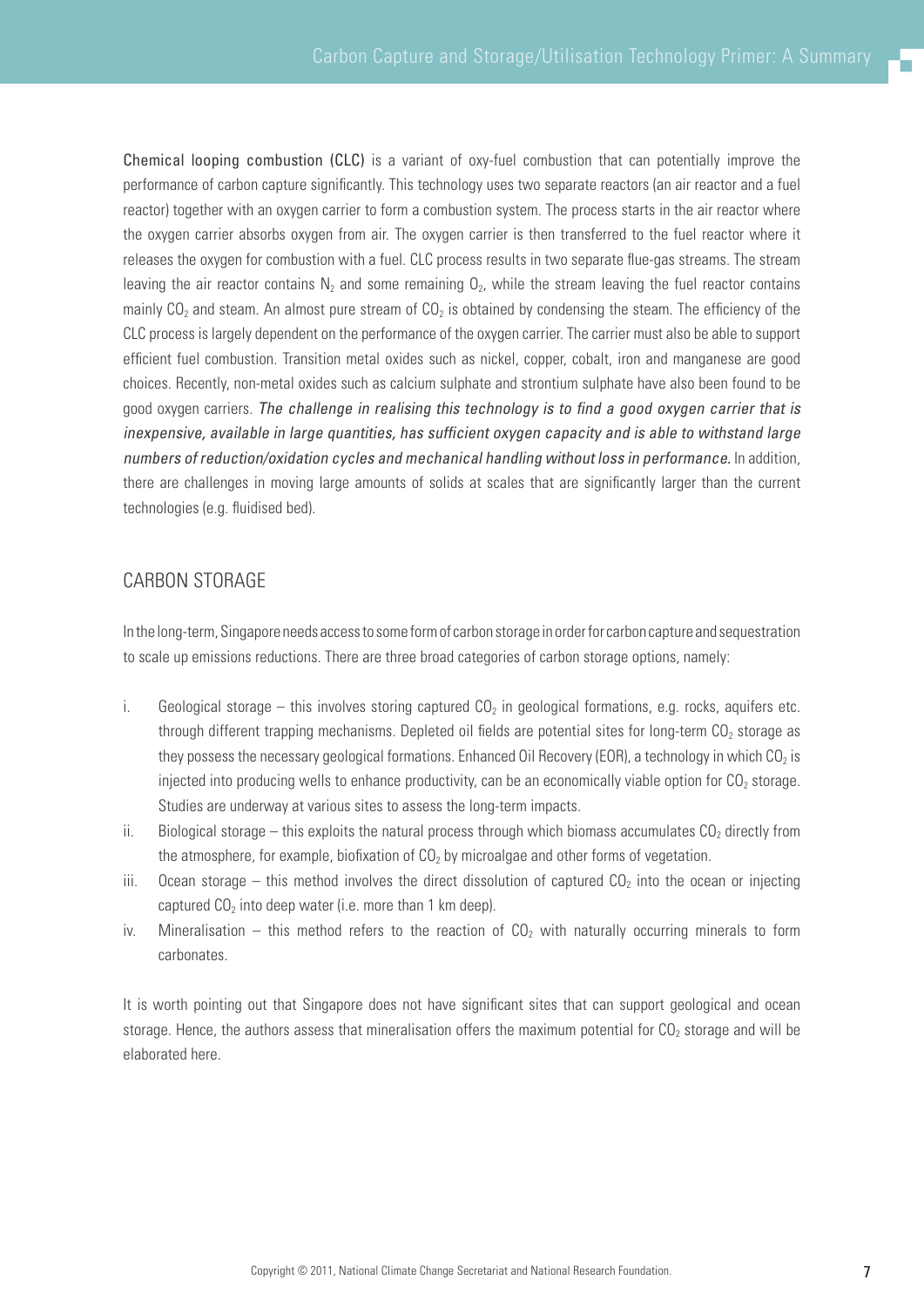**Chemical looping combustion (CLC)** is a variant of oxy-fuel combustion that can potentially improve the performance of carbon capture significantly. This technology uses two separate reactors (an air reactor and a fuel reactor) together with an oxygen carrier to form a combustion system. The process starts in the air reactor where the oxygen carrier absorbs oxygen from air. The oxygen carrier is then transferred to the fuel reactor where it releases the oxygen for combustion with a fuel. CLC process results in two separate flue-gas streams. The stream leaving the air reactor contains $N_2$ and some remaining $O_2$, while the stream leaving the fuel reactor contains mainly $CO_2$ and steam. An almost pure stream of $CO_2$ is obtained by condensing the steam. The efficiency of the CLC process is largely dependent on the performance of the oxygen carrier. The carrier must also be able to support efficient fuel combustion. Transition metal oxides such as nickel, copper, cobalt, iron and manganese are good choices. Recently, non-metal oxides such as calcium sulphate and strontium sulphate have also been found to be good oxygen carriers. *The challenge in realising this technology is to find a good oxygen carrier that is inexpensive, available in large quantities, has sufficient oxygen capacity and is able to withstand large numbers of reduction/oxidation cycles and mechanical handling without loss in performance.* In addition, there are challenges in moving large amounts of solids at scales that are significantly larger than the current technologies (e.g. fluidised bed).

## CARBON STORAGE

In the long-term, Singapore needs access to some form of carbon storage in order for carbon capture and sequestration to scale up emissions reductions. There are three broad categories of carbon storage options, namely:

i. Geological storage – this involves storing captured $CO_2$ in geological formations, e.g. rocks, aquifers etc. through different trapping mechanisms. Depleted oil fields are potential sites for long-term $CO_2$ storage as they possess the necessary geological formations. Enhanced Oil Recovery (EOR), a technology in which $CO_2$ is injected into producing wells to enhance productivity, can be an economically viable option for $CO_2$ storage. Studies are underway at various sites to assess the long-term impacts.

ii. Biological storage – this exploits the natural process through which biomass accumulates $CO_2$ directly from the atmosphere, for example, biofixation of $CO_2$ by microalgae and other forms of vegetation.

iii. Ocean storage – this method involves the direct dissolution of captured $CO_2$ into the ocean or injecting captured $CO_2$ into deep water (i.e. more than 1 km deep).

iv. Mineralisation – this method refers to the reaction of $CO_2$ with naturally occurring minerals to form carbonates.

It is worth pointing out that Singapore does not have significant sites that can support geological and ocean storage. Hence, the authors assess that mineralisation offers the maximum potential for $CO_2$ storage and will be elaborated here.

Copyright © 2011, National Climate Change Secretariat and National Research Foundation.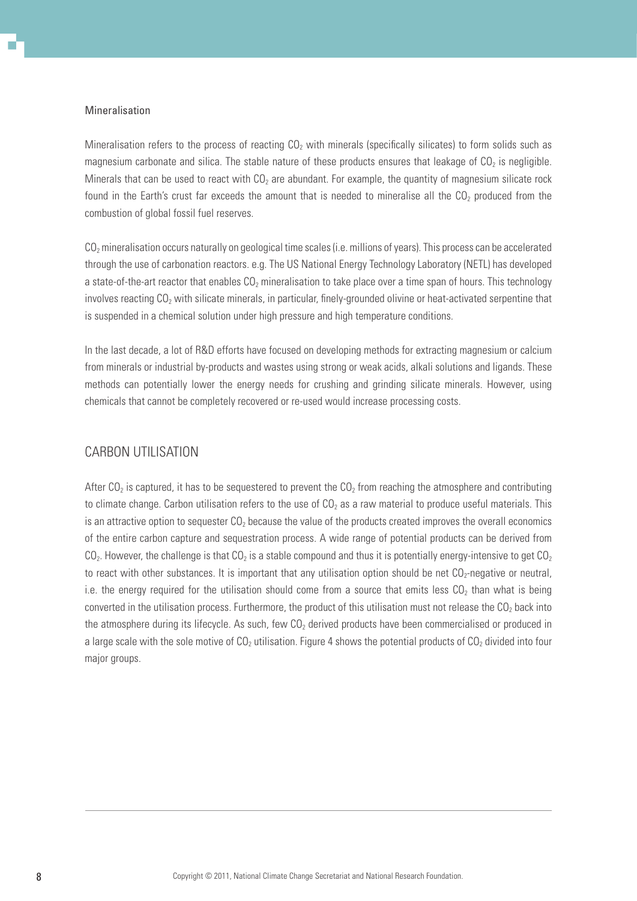### Mineralisation

Mineralisation refers to the process of reacting $CO_2$ with minerals (specifically silicates) to form solids such as magnesium carbonate and silica. The stable nature of these products ensures that leakage of $CO_2$ is negligible. Minerals that can be used to react with $CO_2$ are abundant. For example, the quantity of magnesium silicate rock found in the Earth's crust far exceeds the amount that is needed to mineralise all the $CO_2$ produced from the combustion of global fossil fuel reserves.

$CO_2$ mineralisation occurs naturally on geological time scales (i.e. millions of years). This process can be accelerated through the use of carbonation reactors. e.g. The US National Energy Technology Laboratory (NETL) has developed a state-of-the-art reactor that enables $CO_2$ mineralisation to take place over a time span of hours. This technology involves reacting $CO_2$ with silicate minerals, in particular, finely-grounded olivine or heat-activated serpentine that is suspended in a chemical solution under high pressure and high temperature conditions.

In the last decade, a lot of R&D efforts have focused on developing methods for extracting magnesium or calcium from minerals or industrial by-products and wastes using strong or weak acids, alkali solutions and ligands. These methods can potentially lower the energy needs for crushing and grinding silicate minerals. However, using chemicals that cannot be completely recovered or re-used would increase processing costs.

## CARBON UTILISATION

After $CO_2$ is captured, it has to be sequestered to prevent the $CO_2$ from reaching the atmosphere and contributing to climate change. Carbon utilisation refers to the use of $CO_2$ as a raw material to produce useful materials. This is an attractive option to sequester $CO_2$ because the value of the products created improves the overall economics of the entire carbon capture and sequestration process. A wide range of potential products can be derived from $CO_2$. However, the challenge is that $CO_2$ is a stable compound and thus it is potentially energy-intensive to get $CO_2$ to react with other substances. It is important that any utilisation option should be net $CO_2$-negative or neutral, i.e. the energy required for the utilisation should come from a source that emits less $CO_2$ than what is being converted in the utilisation process. Furthermore, the product of this utilisation must not release the $CO_2$ back into the atmosphere during its lifecycle. As such, few $CO_2$ derived products have been commercialised or produced in a large scale with the sole motive of $CO_2$ utilisation. Figure 4 shows the potential products of $CO_2$ divided into four major groups.

Copyright © 2011, National Climate Change Secretariat and National Research Foundation.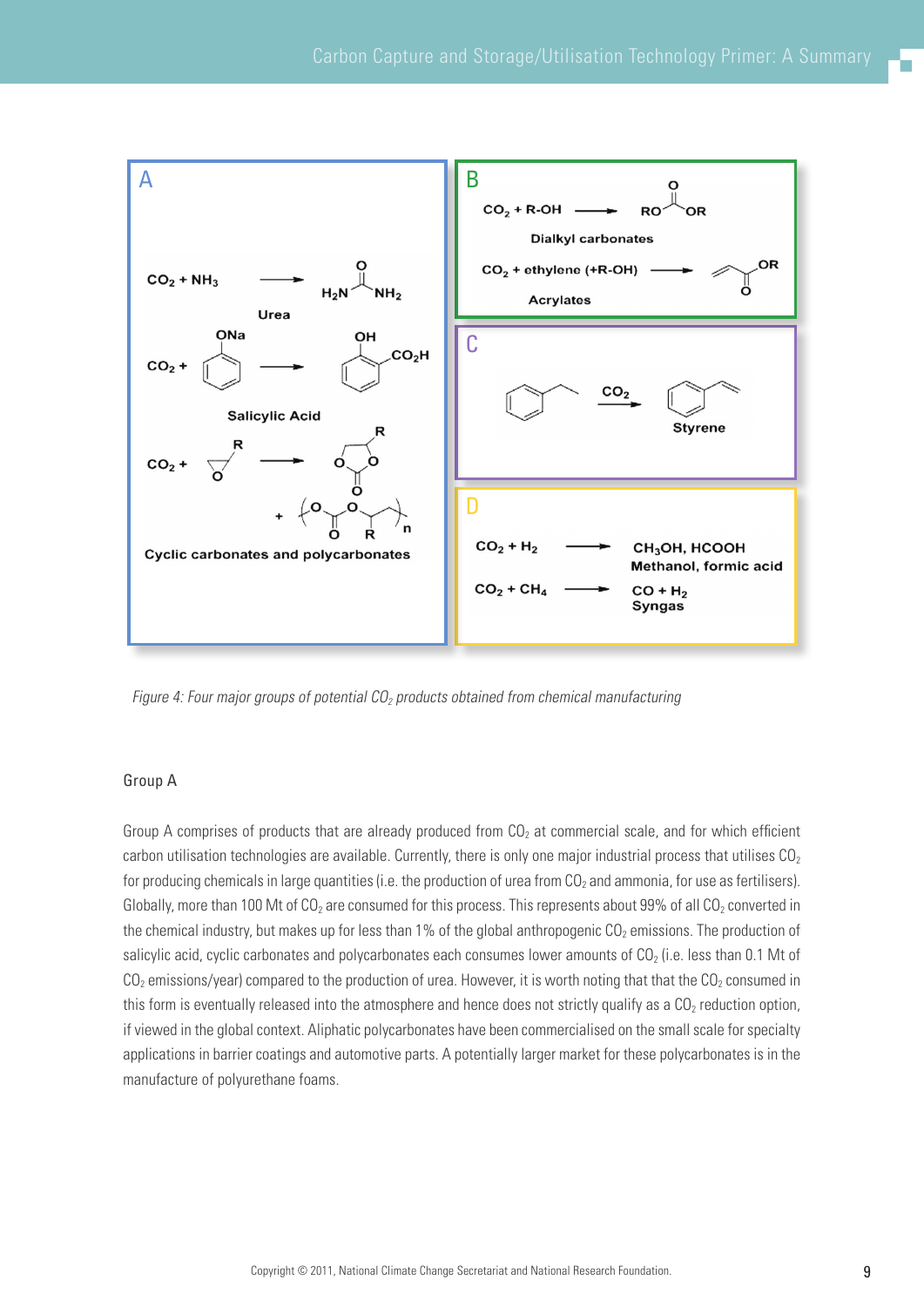*Figure 4: Four major groups of potential $CO_2$ products obtained from chemical manufacturing*

## Group A

Group A comprises of products that are already produced from $CO_2$ at commercial scale, and for which efficient carbon utilisation technologies are available. Currently, there is only one major industrial process that utilises $CO_2$ for producing chemicals in large quantities (i.e. the production of urea from $CO_2$ and ammonia, for use as fertilisers). Globally, more than 100 Mt of $CO_2$ are consumed for this process. This represents about 99% of all $CO_2$ converted in the chemical industry, but makes up for less than 1% of the global anthropogenic $CO_2$ emissions. The production of salicylic acid, cyclic carbonates and polycarbonates each consumes lower amounts of $CO_2$ (i.e. less than 0.1 Mt of $CO_2$ emissions/year) compared to the production of urea. However, it is worth noting that that the $CO_2$ consumed in this form is eventually released into the atmosphere and hence does not strictly qualify as a $CO_2$ reduction option, if viewed in the global context. Aliphatic polycarbonates have been commercialised on the small scale for specialty applications in barrier coatings and automotive parts. A potentially larger market for these polycarbonates is in the manufacture of polyurethane foams.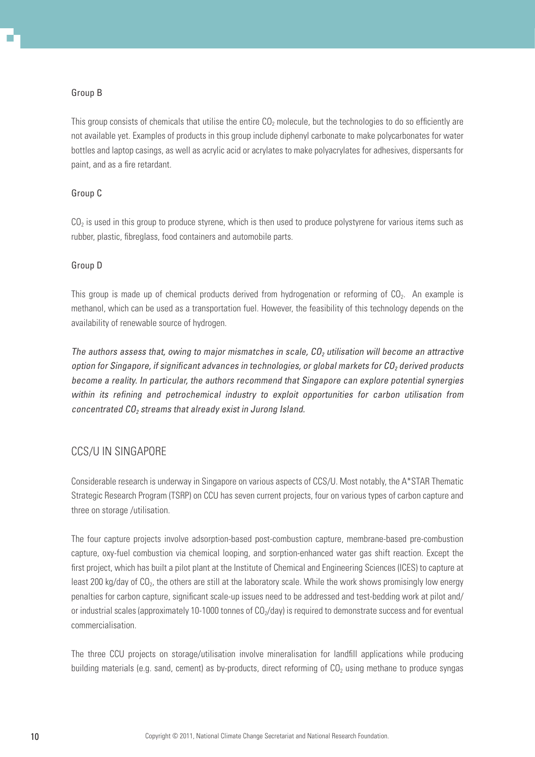### Group B

This group consists of chemicals that utilise the entire $CO_2$ molecule, but the technologies to do so efficiently are not available yet. Examples of products in this group include diphenyl carbonate to make polycarbonates for water bottles and laptop casings, as well as acrylic acid or acrylates to make polyacrylates for adhesives, dispersants for paint, and as a fire retardant.

### Group C

$CO_2$ is used in this group to produce styrene, which is then used to produce polystyrene for various items such as rubber, plastic, fibreglass, food containers and automobile parts.

### Group D

This group is made up of chemical products derived from hydrogenation or reforming of $CO_2$. An example is methanol, which can be used as a transportation fuel. However, the feasibility of this technology depends on the availability of renewable source of hydrogen.

*The authors assess that, owing to major mismatches in scale, $CO_2$ utilisation will become an attractive option for Singapore, if significant advances in technologies, or global markets for $CO_2$ derived products become a reality. In particular, the authors recommend that Singapore can explore potential synergies within its refining and petrochemical industry to exploit opportunities for carbon utilisation from concentrated $CO_2$ streams that already exist in Jurong Island.*

## CCS/U IN SINGAPORE

Considerable research is underway in Singapore on various aspects of CCS/U. Most notably, the A*STAR Thematic Strategic Research Program (TSRP) on CCU has seven current projects, four on various types of carbon capture and three on storage /utilisation.

The four capture projects involve adsorption-based post-combustion capture, membrane-based pre-combustion capture, oxy-fuel combustion via chemical looping, and sorption-enhanced water gas shift reaction. Except the first project, which has built a pilot plant at the Institute of Chemical and Engineering Sciences (ICES) to capture at least 200 kg/day of $CO_2$, the others are still at the laboratory scale. While the work shows promisingly low energy penalties for carbon capture, significant scale-up issues need to be addressed and test-bedding work at pilot and/or industrial scales (approximately 10-1000 tonnes of $CO_2$/day) is required to demonstrate success and for eventual commercialisation.

The three CCU projects on storage/utilisation involve mineralisation for landfill applications while producing building materials (e.g. sand, cement) as by-products, direct reforming of $CO_2$ using methane to produce syngas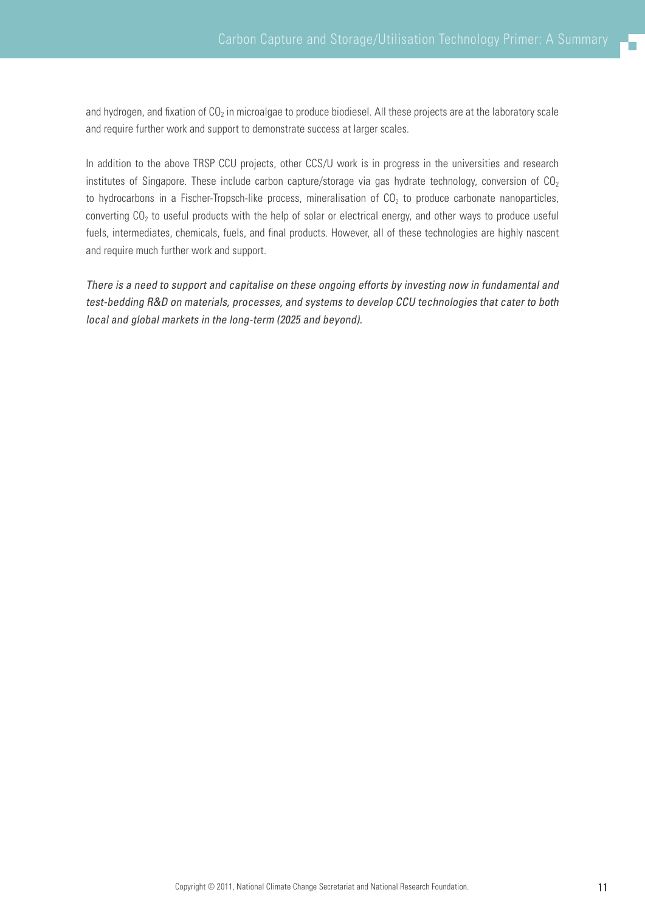and hydrogen, and fixation of $CO_2$ in microalgae to produce biodiesel. All these projects are at the laboratory scale and require further work and support to demonstrate success at larger scales.

In addition to the above TRSP CCU projects, other CCS/U work is in progress in the universities and research institutes of Singapore. These include carbon capture/storage via gas hydrate technology, conversion of $CO_2$ to hydrocarbons in a Fischer-Tropsch-like process, mineralisation of $CO_2$ to produce carbonate nanoparticles, converting $CO_2$ to useful products with the help of solar or electrical energy, and other ways to produce useful fuels, intermediates, chemicals, fuels, and final products. However, all of these technologies are highly nascent and require much further work and support.

*There is a need to support and capitalise on these ongoing efforts by investing now in fundamental and test-bedding R&D on materials, processes, and systems to develop CCU technologies that cater to both local and global markets in the long-term (2025 and beyond).*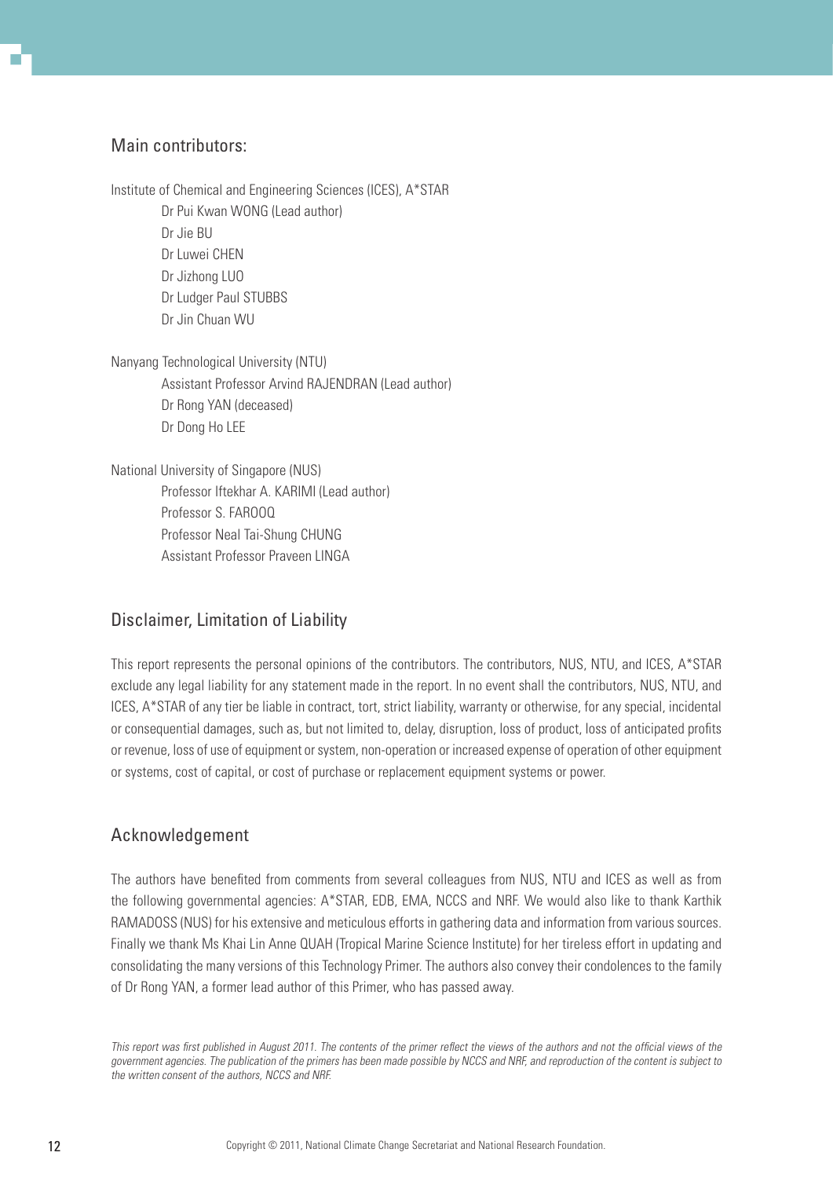## Main contributors:

Institute of Chemical and Engineering Sciences (ICES), A*STAR

- Dr Pui Kwan WONG (Lead author)
- Dr Jie BU
- Dr Luwei CHEN
- Dr Jizhong LUO
- Dr Ludger Paul STUBBS
- Dr Jin Chuan WU

Nanyang Technological University (NTU)

- Assistant Professor Arvind RAJENDRAN (Lead author)
- Dr Rong YAN (deceased)
- Dr Dong Ho LEE

National University of Singapore (NUS)

- Professor Iftekhar A. KARIMI (Lead author)
- Professor S. FAROOQ
- Professor Neal Tai-Shung CHUNG
- Assistant Professor Praveen LINGA

## Disclaimer, Limitation of Liability

This report represents the personal opinions of the contributors. The contributors, NUS, NTU, and ICES, A*STAR exclude any legal liability for any statement made in the report. In no event shall the contributors, NUS, NTU, and ICES, A*STAR of any tier be liable in contract, tort, strict liability, warranty or otherwise, for any special, incidental or consequential damages, such as, but not limited to, delay, disruption, loss of product, loss of anticipated profits or revenue, loss of use of equipment or system, non-operation or increased expense of operation of other equipment or systems, cost of capital, or cost of purchase or replacement equipment systems or power.

## Acknowledgement

The authors have benefited from comments from several colleagues from NUS, NTU and ICES as well as from the following governmental agencies: A*STAR, EDB, EMA, NCCS and NRF. We would also like to thank Karthik RAMADOSS (NUS) for his extensive and meticulous efforts in gathering data and information from various sources. Finally we thank Ms Khai Lin Anne QUAH (Tropical Marine Science Institute) for her tireless effort in updating and consolidating the many versions of this Technology Primer. The authors also convey their condolences to the family of Dr Rong YAN, a former lead author of this Primer, who has passed away.

*This report was first published in August 2011. The contents of the primer reflect the views of the authors and not the official views of the government agencies. The publication of the primers has been made possible by NCCS and NRF, and reproduction of the content is subject to the written consent of the authors, NCCS and NRF.*

Copyright © 2011, National Climate Change Secretariat and National Research Foundation.